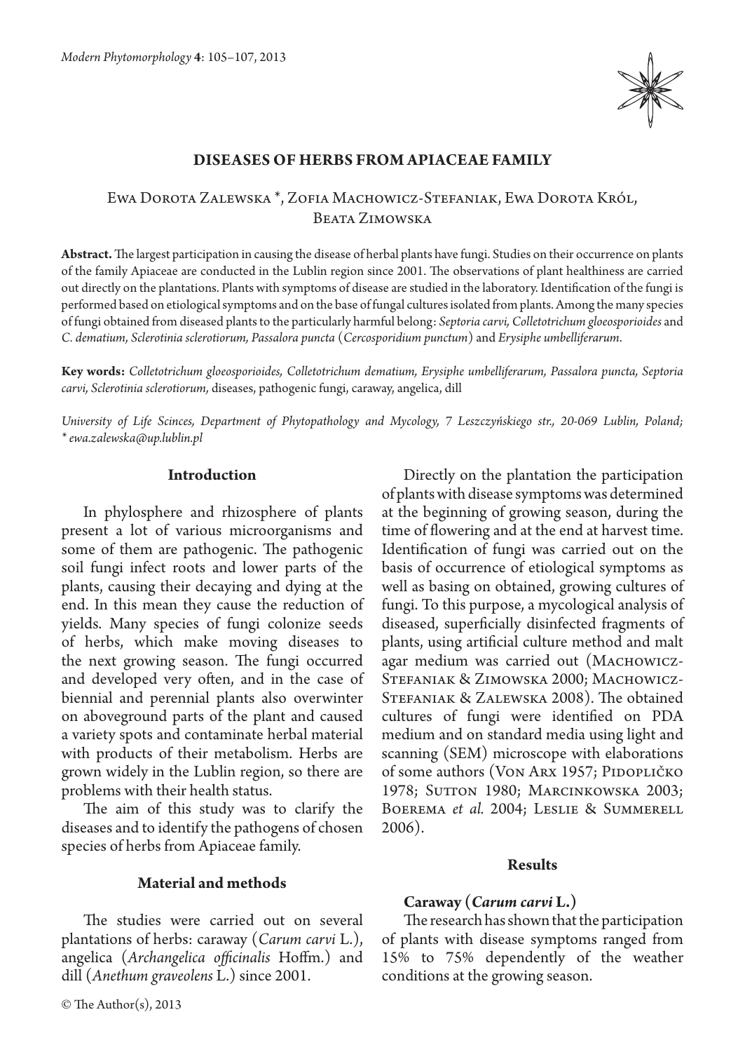# DISEASES OF HERBS FROM APIACEAE FAMILY

Ewa Dorota Zalewska *, Zofia Machowicz-Stefaniak, Ewa Dorota Król, Beata Zimowska

**Abstract.** The largest participation in causing the disease of herbal plants have fungi. Studies on their occurrence on plants of the family Apiaceae are conducted in the Lublin region since 2001. The observations of plant healthiness are carried out directly on the plantations. Plants with symptoms of disease are studied in the laboratory. Identification of the fungi is performed based on etiological symptoms and on the base of fungal cultures isolated from plants. Among the many species of fungi obtained from diseased plants to the particularly harmful belong: *Septoria carvi, Colletotrichum gloeosporioides* and *C. dematium, Sclerotinia sclerotiorum, Passalora puncta* (*Cercosporidium punctum*) and *Erysiphe umbelliferarum*.

**Key words:** *Colletotrichum gloeosporioides, Colletotrichum dematium, Erysiphe umbelliferarum, Passalora puncta, Septoria carvi, Sclerotinia sclerotiorum,* diseases, pathogenic fungi, caraway, angelica, dill

*University of Life Scinces, Department of Phytopathology and Mycology, 7 Leszczyńskiego str., 20-069 Lublin, Poland; * ewa.zalewska@up.lublin.pl*

## Introduction

In phylosphere and rhizosphere of plants present a lot of various microorganisms and some of them are pathogenic. The pathogenic soil fungi infect roots and lower parts of the plants, causing their decaying and dying at the end. In this mean they cause the reduction of yields. Many species of fungi colonize seeds of herbs, which make moving diseases to the next growing season. The fungi occurred and developed very often, and in the case of biennial and perennial plants also overwinter on aboveground parts of the plant and caused a variety spots and contaminate herbal material with products of their metabolism. Herbs are grown widely in the Lublin region, so there are problems with their health status.

The aim of this study was to clarify the diseases and to identify the pathogens of chosen species of herbs from Apiaceae family.

## Material and methods

The studies were carried out on several plantations of herbs: caraway (*Carum carvi* L.), angelica (*Archangelica officinalis* Hoffm.) and dill (*Anethum graveolens* L.) since 2001.

Directly on the plantation the participation of plants with disease symptoms was determined at the beginning of growing season, during the time of flowering and at the end at harvest time. Identification of fungi was carried out on the basis of occurrence of etiological symptoms as well as basing on obtained, growing cultures of fungi. To this purpose, a mycological analysis of diseased, superficially disinfected fragments of plants, using artificial culture method and malt agar medium was carried out (Machowicz-Stefaniak & Zimowska 2000; Machowicz-Stefaniak & Zalewska 2008). The obtained cultures of fungi were identified on PDA medium and on standard media using light and scanning (SEM) microscope with elaborations of some authors (Von Arx 1957; Pidopličko 1978; Sutton 1980; Marcinkowska 2003; Boerema *et al.* 2004; Leslie & Summerell 2006).

## Results

### Caraway (*Carum carvi* L.)

The research has shown that the participation of plants with disease symptoms ranged from 15% to 75% dependently of the weather conditions at the growing season.

© The Author(s), 2013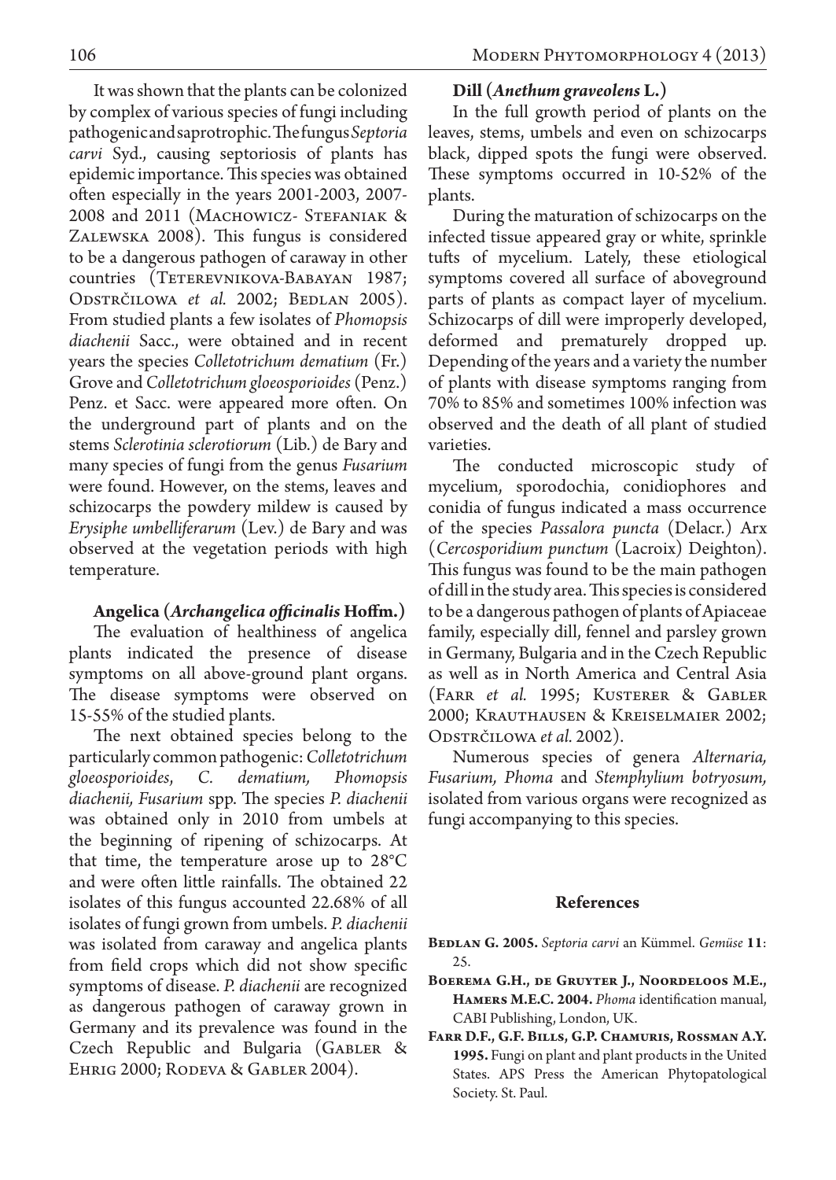It was shown that the plants can be colonized by complex of various species of fungi including pathogenic and saprotrophic. The fungus *Septoria carvi* Syd., causing septoriosis of plants has epidemic importance. This species was obtained often especially in the years 2001-2003, 2007-2008 and 2011 (Machowicz- Stefaniak & Zalewska 2008). This fungus is considered to be a dangerous pathogen of caraway in other countries (Teterevnikova-Babayan 1987; Odstrčilowa *et al.* 2002; Bedlan 2005). From studied plants a few isolates of *Phomopsis diachenii* Sacc., were obtained and in recent years the species *Colletotrichum dematium* (Fr.) Grove and *Colletotrichum gloeosporioides* (Penz.) Penz. et Sacc. were appeared more often. On the underground part of plants and on the stems *Sclerotinia sclerotiorum* (Lib.) de Bary and many species of fungi from the genus *Fusarium* were found. However, on the stems, leaves and schizocarps the powdery mildew is caused by *Erysiphe umbelliferarum* (Lev.) de Bary and was observed at the vegetation periods with high temperature.

### Angelica (*Archangelica officinalis* Hoffm.)

The evaluation of healthiness of angelica plants indicated the presence of disease symptoms on all above-ground plant organs. The disease symptoms were observed on 15-55% of the studied plants.

The next obtained species belong to the particularly common pathogenic: *Colletotrichum gloeosporioides*, *C. dematium*, *Phomopsis diachenii, Fusarium* spp. The species *P. diachenii* was obtained only in 2010 from umbels at the beginning of ripening of schizocarps. At that time, the temperature arose up to 28°C and were often little rainfalls. The obtained 22 isolates of this fungus accounted 22.68% of all isolates of fungi grown from umbels. *P. diachenii* was isolated from caraway and angelica plants from field crops which did not show specific symptoms of disease. *P. diachenii* are recognized as dangerous pathogen of caraway grown in Germany and its prevalence was found in the Czech Republic and Bulgaria (Gabler & Ehrig 2000; Rodeva & Gabler 2004).

### Dill (*Anethum graveolens* L.)

In the full growth period of plants on the leaves, stems, umbels and even on schizocarps black, dipped spots the fungi were observed. These symptoms occurred in 10-52% of the plants.

During the maturation of schizocarps on the infected tissue appeared gray or white, sprinkle tufts of mycelium. Lately, these etiological symptoms covered all surface of aboveground parts of plants as compact layer of mycelium. Schizocarps of dill were improperly developed, deformed and prematurely dropped up. Depending of the years and a variety the number of plants with disease symptoms ranging from 70% to 85% and sometimes 100% infection was observed and the death of all plant of studied varieties.

The conducted microscopic study of mycelium, sporodochia, conidiophores and conidia of fungus indicated a mass occurrence of the species *Passalora puncta* (Delacr.) Arx (*Cercosporidium punctum* (Lacroix) Deighton). This fungus was found to be the main pathogen of dill in the study area. This species is considered to be a dangerous pathogen of plants of Apiaceae family, especially dill, fennel and parsley grown in Germany, Bulgaria and in the Czech Republic as well as in North America and Central Asia (Farr *et al.* 1995; Kusterer & Gabler 2000; Krauthausen & Kreiselmaier 2002; Odstrčilowa *et al.* 2002).

Numerous species of genera *Alternaria, Fusarium, Phoma* and *Stemphylium botryosum,* isolated from various organs were recognized as fungi accompanying to this species.

## References

**Bedlan G. 2005.** *Septoria carvi* an Kümmel. *Gemüse* **11**: 25.

**Boerema G.H., de Gruyter J., Noordeloos M.E., Hamers M.E.C. 2004.** *Phoma* identification manual, CABI Publishing, London, UK.

**Farr D.F., G.F. Bills, G.P. Chamuris, Rossman A.Y. 1995.** Fungi on plant and plant products in the United States. APS Press the American Phytopatological Society. St. Paul.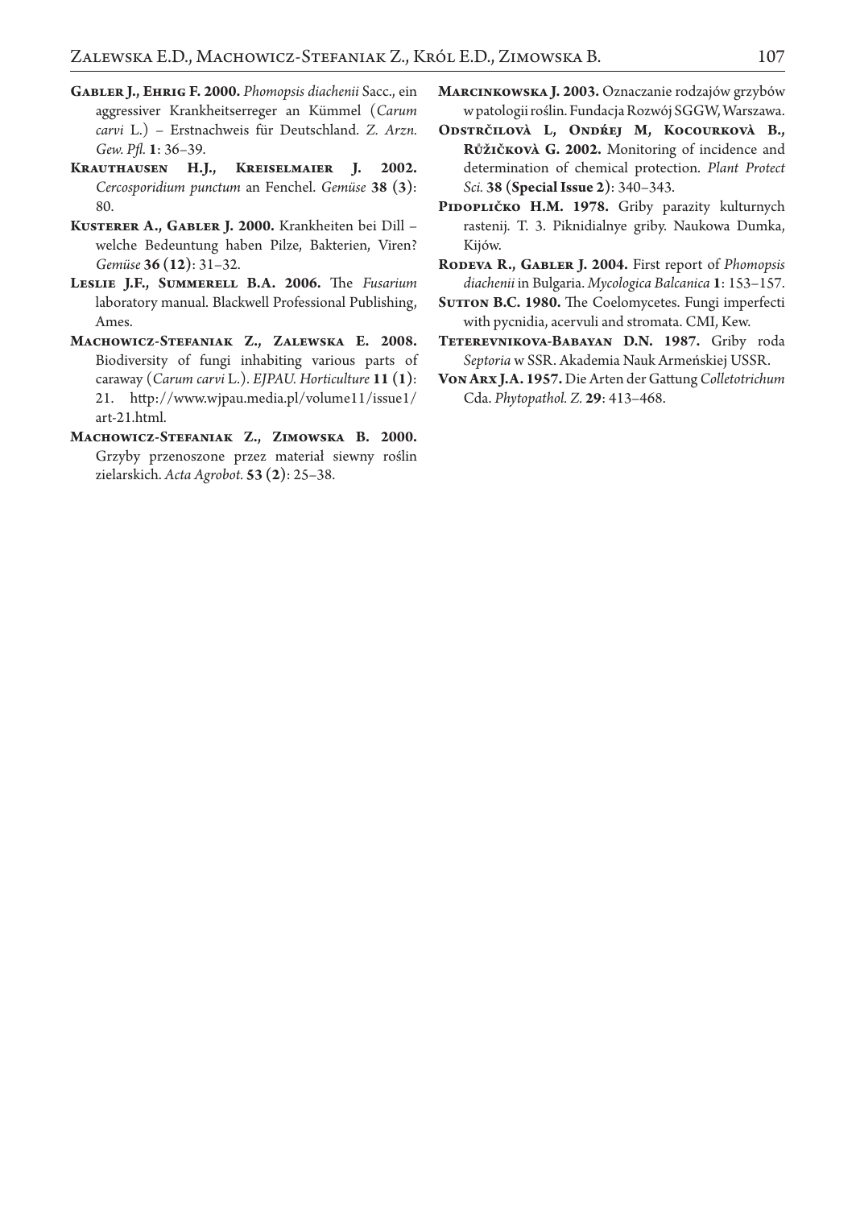**Gabler J., Ehrig F. 2000.** *Phomopsis diachenii* Sacc., ein aggressiver Krankheitserreger an Kümmel (*Carum carvi* L.) – Erstnachweis für Deutschland. *Z. Arzn. Gew. Pfl.* **1**: 36–39.

**Krauthausen H.J., Kreiselmaier J. 2002.** *Cercosporidium punctum* an Fenchel. *Gemüse* **38 (3)**: 80.

**Kusterer A., Gabler J. 2000.** Krankheiten bei Dill – welche Bedeuntung haben Pilze, Bakterien, Viren? *Gemüse* **36 (12)**: 31–32.

**Leslie J.F., Summerell B.A. 2006.** The *Fusarium* laboratory manual. Blackwell Professional Publishing, Ames.

**Machowicz-Stefaniak Z., Zalewska E. 2008.** Biodiversity of fungi inhabiting various parts of caraway (*Carum carvi* L.). *EJPAU. Horticulture* **11 (1)**: 21. http://www.wjpau.media.pl/volume11/issue1/art-21.html.

**Machowicz-Stefaniak Z., Zimowska B. 2000.** Grzyby przenoszone przez materiał siewny roślin zielarskich. *Acta Agrobot.* **53 (2)**: 25–38.

**Marcinkowska J. 2003.** Oznaczanie rodzajów grzybów w patologii roślin. Fundacja Rozwój SGGW, Warszawa.

**Odstrčilovà L, Ondŕej M, Kocourkovà B., Růžičkovà G. 2002.** Monitoring of incidence and determination of chemical protection. *Plant Protect Sci.* **38 (Special Issue 2)**: 340–343.

**Pidopličko H.M. 1978.** Griby parazity kulturnych rastenij. T. 3. Piknidialnye griby. Naukowa Dumka, Kijów.

**Rodeva R., Gabler J. 2004.** First report of *Phomopsis diachenii* in Bulgaria. *Mycologica Balcanica* **1**: 153–157.

**Sutton B.C. 1980.** The Coelomycetes. Fungi imperfecti with pycnidia, acervuli and stromata. CMI, Kew.

**Teterevnikova-Babayan D.N. 1987.** Griby roda *Septoria* w SSR. Akademia Nauk Armeńskiej USSR.

**Von Arx J.A. 1957.** Die Arten der Gattung *Colletotrichum* Cda. *Phytopathol. Z.* **29**: 413–468.